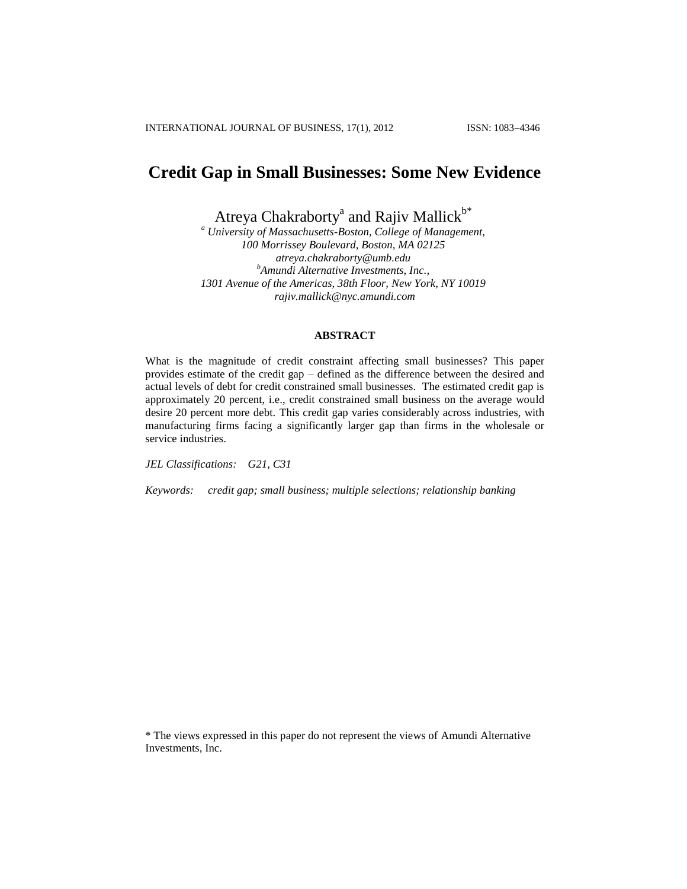# Credit Gap in Small Businesses: Some New Evidence

Atreya Chakraborty[a] and Rajiv Mallick[b*]

[a] *University of Massachusetts-Boston, College of Management,*
*100 Morrissey Boulevard, Boston, MA 02125*
*atreya.chakraborty@umb.edu*
[b] *Amundi Alternative Investments, Inc.,*
*1301 Avenue of the Americas, 38th Floor, New York, NY 10019*
*rajiv.mallick@nyc.amundi.com*

## ABSTRACT

What is the magnitude of credit constraint affecting small businesses? This paper provides estimate of the credit gap – defined as the difference between the desired and actual levels of debt for credit constrained small businesses. The estimated credit gap is approximately 20 percent, i.e., credit constrained small business on the average would desire 20 percent more debt. This credit gap varies considerably across industries, with manufacturing firms facing a significantly larger gap than firms in the wholesale or service industries.

*JEL Classifications:* *G21, C31*

*Keywords:* *credit gap; small business; multiple selections; relationship banking*

* The views expressed in this paper do not represent the views of Amundi Alternative Investments, Inc.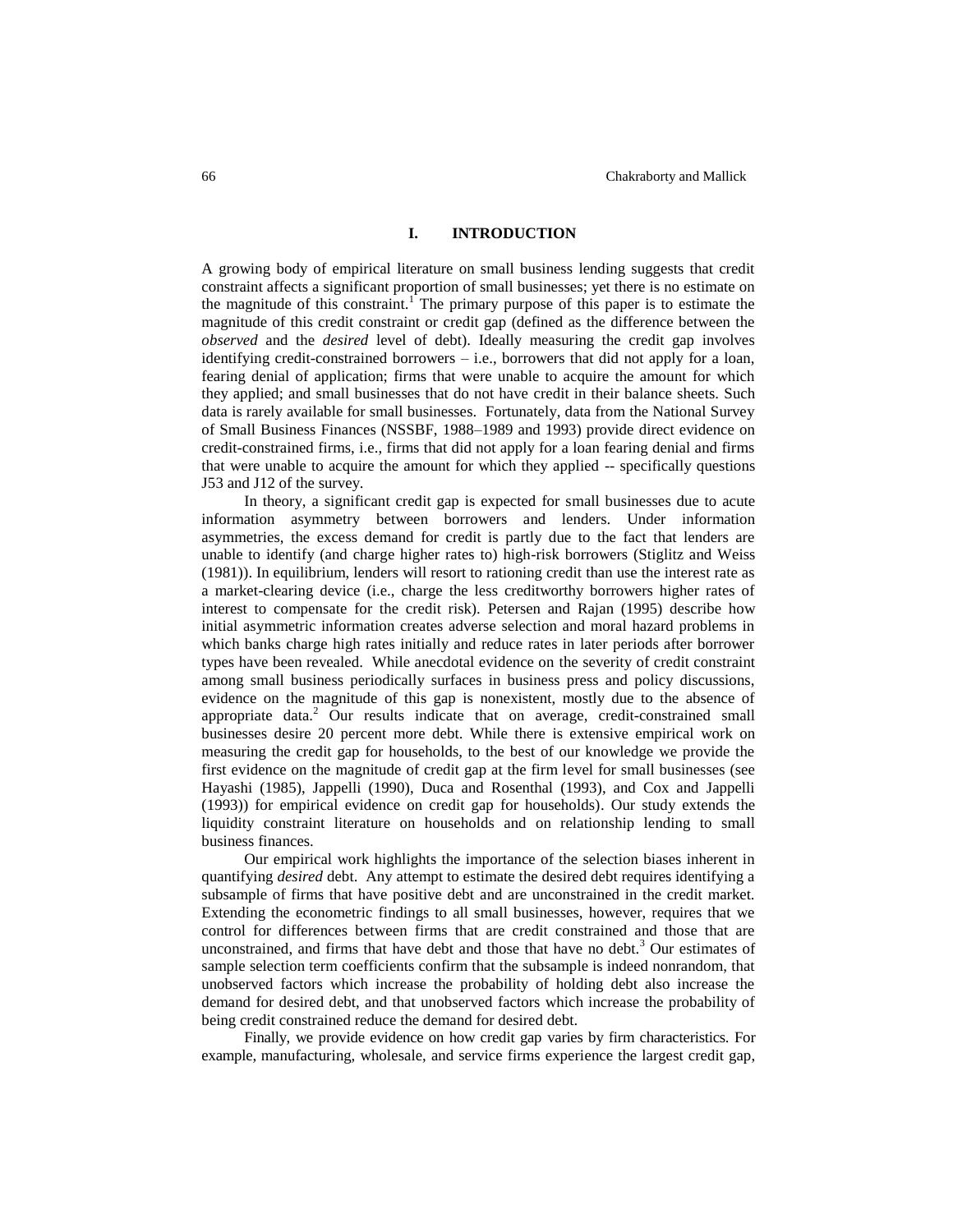## I. INTRODUCTION

A growing body of empirical literature on small business lending suggests that credit constraint affects a significant proportion of small businesses; yet there is no estimate on the magnitude of this constraint.[1] The primary purpose of this paper is to estimate the magnitude of this credit constraint or credit gap (defined as the difference between the *observed* and the *desired* level of debt). Ideally measuring the credit gap involves identifying credit-constrained borrowers – i.e., borrowers that did not apply for a loan, fearing denial of application; firms that were unable to acquire the amount for which they applied; and small businesses that do not have credit in their balance sheets. Such data is rarely available for small businesses. Fortunately, data from the National Survey of Small Business Finances (NSSBF, 1988–1989 and 1993) provide direct evidence on credit-constrained firms, i.e., firms that did not apply for a loan fearing denial and firms that were unable to acquire the amount for which they applied -- specifically questions J53 and J12 of the survey.

In theory, a significant credit gap is expected for small businesses due to acute information asymmetry between borrowers and lenders. Under information asymmetries, the excess demand for credit is partly due to the fact that lenders are unable to identify (and charge higher rates to) high-risk borrowers (Stiglitz and Weiss (1981)). In equilibrium, lenders will resort to rationing credit than use the interest rate as a market-clearing device (i.e., charge the less creditworthy borrowers higher rates of interest to compensate for the credit risk). Petersen and Rajan (1995) describe how initial asymmetric information creates adverse selection and moral hazard problems in which banks charge high rates initially and reduce rates in later periods after borrower types have been revealed. While anecdotal evidence on the severity of credit constraint among small business periodically surfaces in business press and policy discussions, evidence on the magnitude of this gap is nonexistent, mostly due to the absence of appropriate data.[2] Our results indicate that on average, credit-constrained small businesses desire 20 percent more debt. While there is extensive empirical work on measuring the credit gap for households, to the best of our knowledge we provide the first evidence on the magnitude of credit gap at the firm level for small businesses (see Hayashi (1985), Jappelli (1990), Duca and Rosenthal (1993), and Cox and Jappelli (1993)) for empirical evidence on credit gap for households). Our study extends the liquidity constraint literature on households and on relationship lending to small business finances.

Our empirical work highlights the importance of the selection biases inherent in quantifying *desired* debt. Any attempt to estimate the desired debt requires identifying a subsample of firms that have positive debt and are unconstrained in the credit market. Extending the econometric findings to all small businesses, however, requires that we control for differences between firms that are credit constrained and those that are unconstrained, and firms that have debt and those that have no debt.[3] Our estimates of sample selection term coefficients confirm that the subsample is indeed nonrandom, that unobserved factors which increase the probability of holding debt also increase the demand for desired debt, and that unobserved factors which increase the probability of being credit constrained reduce the demand for desired debt.

Finally, we provide evidence on how credit gap varies by firm characteristics. For example, manufacturing, wholesale, and service firms experience the largest credit gap,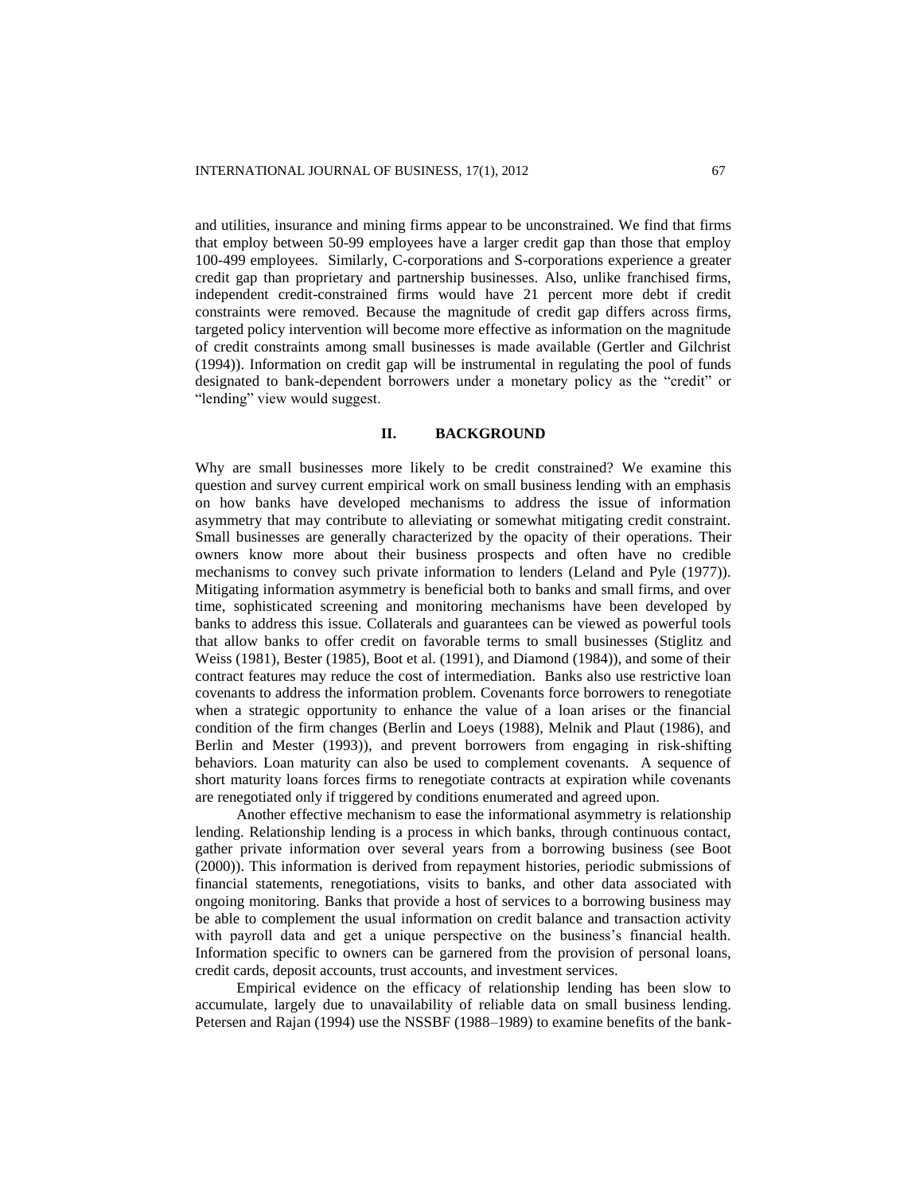and utilities, insurance and mining firms appear to be unconstrained. We find that firms that employ between 50-99 employees have a larger credit gap than those that employ 100-499 employees. Similarly, C-corporations and S-corporations experience a greater credit gap than proprietary and partnership businesses. Also, unlike franchised firms, independent credit-constrained firms would have 21 percent more debt if credit constraints were removed. Because the magnitude of credit gap differs across firms, targeted policy intervention will become more effective as information on the magnitude of credit constraints among small businesses is made available (Gertler and Gilchrist (1994)). Information on credit gap will be instrumental in regulating the pool of funds designated to bank-dependent borrowers under a monetary policy as the "credit" or "lending" view would suggest.

## II. BACKGROUND

Why are small businesses more likely to be credit constrained? We examine this question and survey current empirical work on small business lending with an emphasis on how banks have developed mechanisms to address the issue of information asymmetry that may contribute to alleviating or somewhat mitigating credit constraint. Small businesses are generally characterized by the opacity of their operations. Their owners know more about their business prospects and often have no credible mechanisms to convey such private information to lenders (Leland and Pyle (1977)). Mitigating information asymmetry is beneficial both to banks and small firms, and over time, sophisticated screening and monitoring mechanisms have been developed by banks to address this issue. Collaterals and guarantees can be viewed as powerful tools that allow banks to offer credit on favorable terms to small businesses (Stiglitz and Weiss (1981), Bester (1985), Boot et al. (1991), and Diamond (1984)), and some of their contract features may reduce the cost of intermediation. Banks also use restrictive loan covenants to address the information problem. Covenants force borrowers to renegotiate when a strategic opportunity to enhance the value of a loan arises or the financial condition of the firm changes (Berlin and Loeys (1988), Melnik and Plaut (1986), and Berlin and Mester (1993)), and prevent borrowers from engaging in risk-shifting behaviors. Loan maturity can also be used to complement covenants. A sequence of short maturity loans forces firms to renegotiate contracts at expiration while covenants are renegotiated only if triggered by conditions enumerated and agreed upon.

Another effective mechanism to ease the informational asymmetry is relationship lending. Relationship lending is a process in which banks, through continuous contact, gather private information over several years from a borrowing business (see Boot (2000)). This information is derived from repayment histories, periodic submissions of financial statements, renegotiations, visits to banks, and other data associated with ongoing monitoring. Banks that provide a host of services to a borrowing business may be able to complement the usual information on credit balance and transaction activity with payroll data and get a unique perspective on the business's financial health. Information specific to owners can be garnered from the provision of personal loans, credit cards, deposit accounts, trust accounts, and investment services.

Empirical evidence on the efficacy of relationship lending has been slow to accumulate, largely due to unavailability of reliable data on small business lending. Petersen and Rajan (1994) use the NSSBF (1988–1989) to examine benefits of the bank-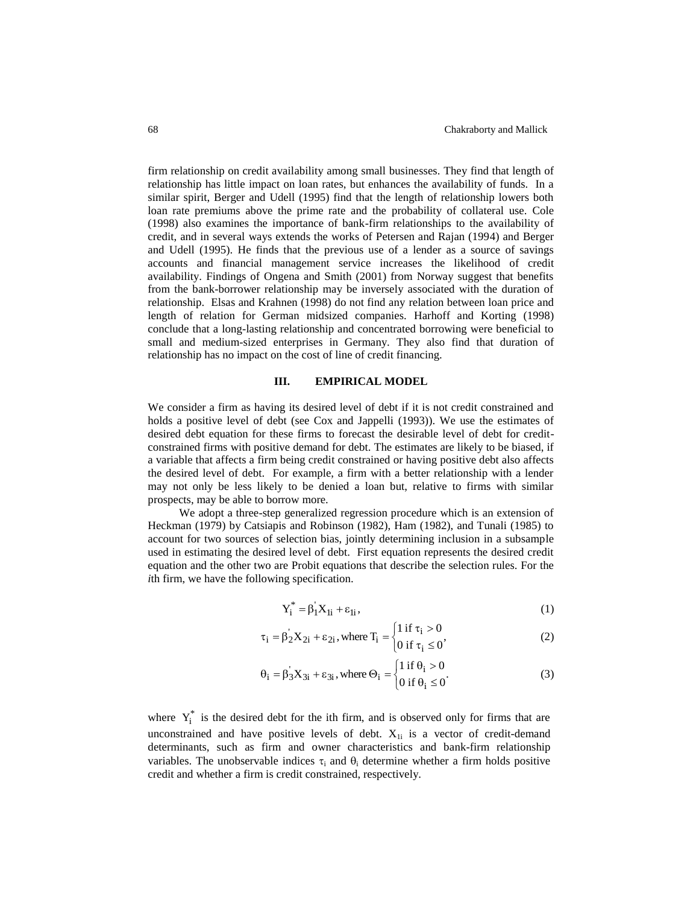firm relationship on credit availability among small businesses. They find that length of relationship has little impact on loan rates, but enhances the availability of funds. In a similar spirit, Berger and Udell (1995) find that the length of relationship lowers both loan rate premiums above the prime rate and the probability of collateral use. Cole (1998) also examines the importance of bank-firm relationships to the availability of credit, and in several ways extends the works of Petersen and Rajan (1994) and Berger and Udell (1995). He finds that the previous use of a lender as a source of savings accounts and financial management service increases the likelihood of credit availability. Findings of Ongena and Smith (2001) from Norway suggest that benefits from the bank-borrower relationship may be inversely associated with the duration of relationship. Elsas and Krahnen (1998) do not find any relation between loan price and length of relation for German midsized companies. Harhoff and Korting (1998) conclude that a long-lasting relationship and concentrated borrowing were beneficial to small and medium-sized enterprises in Germany. They also find that duration of relationship has no impact on the cost of line of credit financing.

## III. EMPIRICAL MODEL

We consider a firm as having its desired level of debt if it is not credit constrained and holds a positive level of debt (see Cox and Jappelli (1993)). We use the estimates of desired debt equation for these firms to forecast the desirable level of debt for credit-constrained firms with positive demand for debt. The estimates are likely to be biased, if a variable that affects a firm being credit constrained or having positive debt also affects the desired level of debt. For example, a firm with a better relationship with a lender may not only be less likely to be denied a loan but, relative to firms with similar prospects, may be able to borrow more.

We adopt a three-step generalized regression procedure which is an extension of Heckman (1979) by Catsiapis and Robinson (1982), Ham (1982), and Tunali (1985) to account for two sources of selection bias, jointly determining inclusion in a subsample used in estimating the desired level of debt. First equation represents the desired credit equation and the other two are Probit equations that describe the selection rules. For the *i*th firm, we have the following specification.

$$Y_i^* = \beta_1' X_{1i} + \varepsilon_{1i}, \tag{1}$$

$$\tau_i = \beta_2' X_{2i} + \varepsilon_{2i}, \text{ where } T_i = \begin{cases} 1 \text{ if } \tau_i > 0 \\ 0 \text{ if } \tau_i \leq 0 \end{cases}, \tag{2}$$

$$\theta_i = \beta_3' X_{3i} + \varepsilon_{3i}, \text{ where } \Theta_i = \begin{cases} 1 \text{ if } \theta_i > 0 \\ 0 \text{ if } \theta_i \leq 0 \end{cases}. \tag{3}$$

where $Y_i^*$ is the desired debt for the ith firm, and is observed only for firms that are unconstrained and have positive levels of debt. $X_{1i}$ is a vector of credit-demand determinants, such as firm and owner characteristics and bank-firm relationship variables. The unobservable indices $\tau_i$ and $\theta_i$ determine whether a firm holds positive credit and whether a firm is credit constrained, respectively.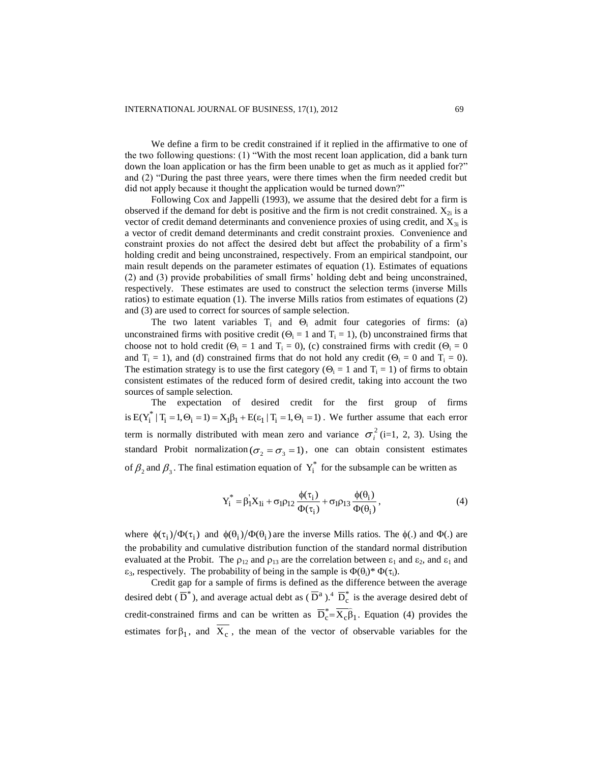We define a firm to be credit constrained if it replied in the affirmative to one of the two following questions: (1) "With the most recent loan application, did a bank turn down the loan application or has the firm been unable to get as much as it applied for?" and (2) "During the past three years, were there times when the firm needed credit but did not apply because it thought the application would be turned down?"

Following Cox and Jappelli (1993), we assume that the desired debt for a firm is observed if the demand for debt is positive and the firm is not credit constrained. $X_{2i}$ is a vector of credit demand determinants and convenience proxies of using credit, and $X_{3i}$ is a vector of credit demand determinants and credit constraint proxies. Convenience and constraint proxies do not affect the desired debt but affect the probability of a firm's holding credit and being unconstrained, respectively. From an empirical standpoint, our main result depends on the parameter estimates of equation (1). Estimates of equations (2) and (3) provide probabilities of small firms' holding debt and being unconstrained, respectively. These estimates are used to construct the selection terms (inverse Mills ratios) to estimate equation (1). The inverse Mills ratios from estimates of equations (2) and (3) are used to correct for sources of sample selection.

The two latent variables $T_i$ and $\Theta_i$ admit four categories of firms: (a) unconstrained firms with positive credit ($\Theta_i = 1$ and $T_i = 1$), (b) unconstrained firms that choose not to hold credit ($\Theta_i = 1$ and $T_i = 0$), (c) constrained firms with credit ($\Theta_i = 0$ and $T_i = 1$), and (d) constrained firms that do not hold any credit ($\Theta_i = 0$ and $T_i = 0$). The estimation strategy is to use the first category ($\Theta_i = 1$ and $T_i = 1$) of firms to obtain consistent estimates of the reduced form of desired credit, taking into account the two sources of sample selection.

The expectation of desired credit for the first group of firms is $E(Y_i^* \mid T_i = 1, \Theta_i = 1) = X_1\beta_1 + E(\varepsilon_1 \mid T_i = 1, \Theta_i = 1)$. We further assume that each error term is normally distributed with mean zero and variance $\sigma_i^2$ (i=1, 2, 3). Using the standard Probit normalization $(\sigma_2 = \sigma_3 = 1)$, one can obtain consistent estimates of $\beta_2$ and $\beta_3$. The final estimation equation of $Y_i^*$ for the subsample can be written as

$$Y_i^* = \beta_1^{'} X_{1i} + \sigma_1 \rho_{12} \frac{\phi(\tau_i)}{\Phi(\tau_i)} + \sigma_1 \rho_{13} \frac{\phi(\theta_i)}{\Phi(\theta_i)}, \tag{4}$$

where $\phi(\tau_i)/\Phi(\tau_i)$ and $\phi(\theta_i)/\Phi(\theta_i)$ are the inverse Mills ratios. The $\phi(.)$ and $\Phi(.)$ are the probability and cumulative distribution function of the standard normal distribution evaluated at the Probit. The $\rho_{12}$ and $\rho_{13}$ are the correlation between $\varepsilon_1$ and $\varepsilon_2$, and $\varepsilon_1$ and $\varepsilon_3$, respectively. The probability of being in the sample is $\Phi(\theta_i) * \Phi(\tau_i)$.

Credit gap for a sample of firms is defined as the difference between the average desired debt ($\overline{D}^*$), and average actual debt as ($\overline{D}^a$).[4] $\overline{D}_c^*$ is the average desired debt of credit-constrained firms and can be written as $\overline{D}_c^* = \overline{X_c}\hat{\beta}_1$. Equation (4) provides the estimates for $\beta_1$, and $\overline{X_c}$, the mean of the vector of observable variables for the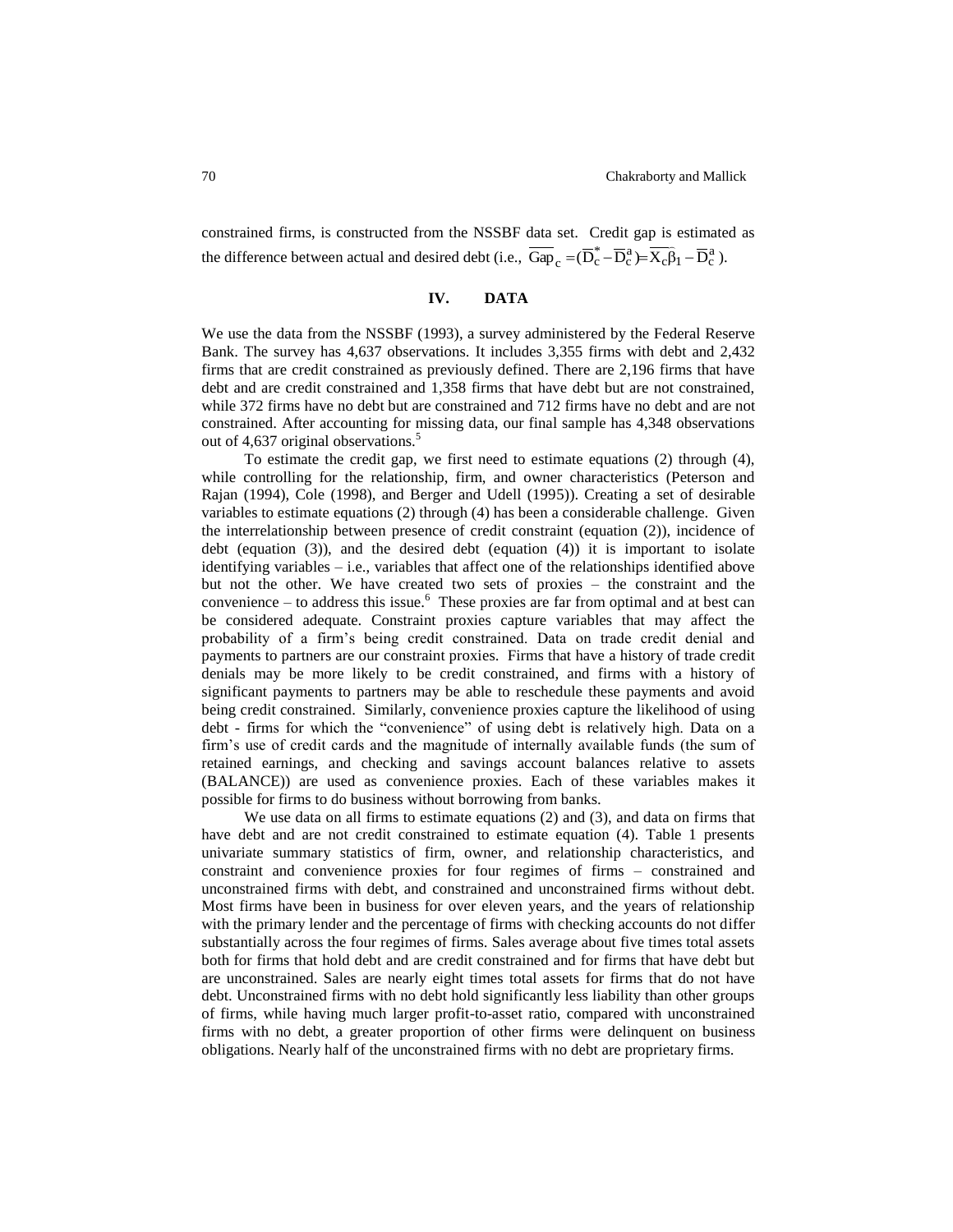constrained firms, is constructed from the NSSBF data set. Credit gap is estimated as the difference between actual and desired debt (i.e., $\overline{\text{Gap}}_c = (\overline{D}_c^* - \overline{D}_c^a) = \overline{X_c \hat{\beta}_1} - \overline{D}_c^a$).

## IV. DATA

We use the data from the NSSBF (1993), a survey administered by the Federal Reserve Bank. The survey has 4,637 observations. It includes 3,355 firms with debt and 2,432 firms that are credit constrained as previously defined. There are 2,196 firms that have debt and are credit constrained and 1,358 firms that have debt but are not constrained, while 372 firms have no debt but are constrained and 712 firms have no debt and are not constrained. After accounting for missing data, our final sample has 4,348 observations out of 4,637 original observations.[5]

To estimate the credit gap, we first need to estimate equations (2) through (4), while controlling for the relationship, firm, and owner characteristics (Peterson and Rajan (1994), Cole (1998), and Berger and Udell (1995)). Creating a set of desirable variables to estimate equations (2) through (4) has been a considerable challenge. Given the interrelationship between presence of credit constraint (equation (2)), incidence of debt (equation (3)), and the desired debt (equation (4)) it is important to isolate identifying variables – i.e., variables that affect one of the relationships identified above but not the other. We have created two sets of proxies – the constraint and the convenience – to address this issue.[6] These proxies are far from optimal and at best can be considered adequate. Constraint proxies capture variables that may affect the probability of a firm's being credit constrained. Data on trade credit denial and payments to partners are our constraint proxies. Firms that have a history of trade credit denials may be more likely to be credit constrained, and firms with a history of significant payments to partners may be able to reschedule these payments and avoid being credit constrained. Similarly, convenience proxies capture the likelihood of using debt - firms for which the "convenience" of using debt is relatively high. Data on a firm's use of credit cards and the magnitude of internally available funds (the sum of retained earnings, and checking and savings account balances relative to assets (BALANCE)) are used as convenience proxies. Each of these variables makes it possible for firms to do business without borrowing from banks.

We use data on all firms to estimate equations (2) and (3), and data on firms that have debt and are not credit constrained to estimate equation (4). Table 1 presents univariate summary statistics of firm, owner, and relationship characteristics, and constraint and convenience proxies for four regimes of firms – constrained and unconstrained firms with debt, and constrained and unconstrained firms without debt. Most firms have been in business for over eleven years, and the years of relationship with the primary lender and the percentage of firms with checking accounts do not differ substantially across the four regimes of firms. Sales average about five times total assets both for firms that hold debt and are credit constrained and for firms that have debt but are unconstrained. Sales are nearly eight times total assets for firms that do not have debt. Unconstrained firms with no debt hold significantly less liability than other groups of firms, while having much larger profit-to-asset ratio, compared with unconstrained firms with no debt, a greater proportion of other firms were delinquent on business obligations. Nearly half of the unconstrained firms with no debt are proprietary firms.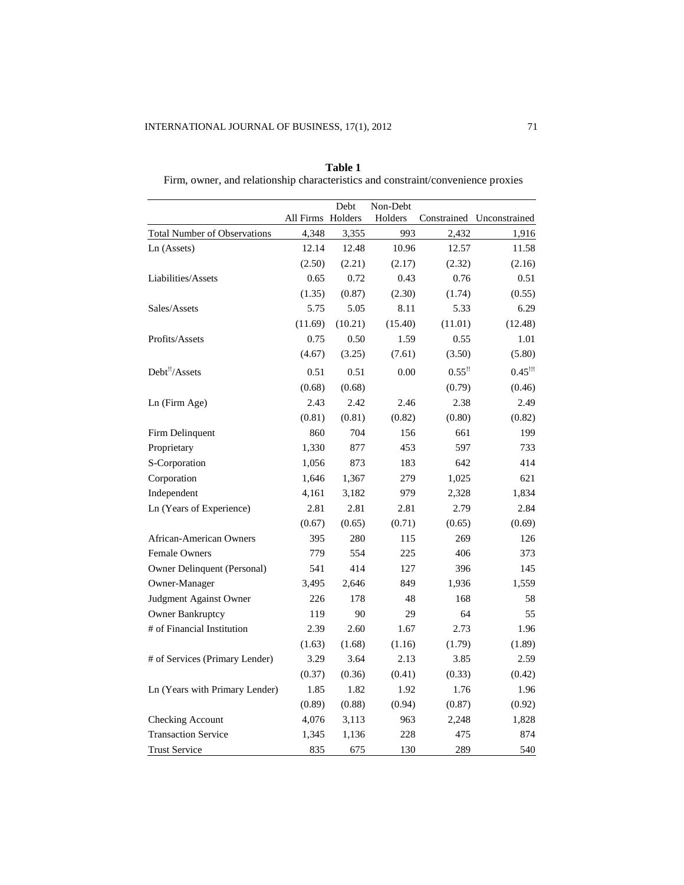**Table 1**

Firm, owner, and relationship characteristics and constraint/convenience proxies

| | All Firms | Debt Holders | Non-Debt Holders | Constrained | Unconstrained |
|---|---|---|---|---|---|
| Total Number of Observations | 4,348 | 3,355 | 993 | 2,432 | 1,916 |
| Ln (Assets) | 12.14 | 12.48 | 10.96 | 12.57 | 11.58 |
| | (2.50) | (2.21) | (2.17) | (2.32) | (2.16) |
| Liabilities/Assets | 0.65 | 0.72 | 0.43 | 0.76 | 0.51 |
| | (1.35) | (0.87) | (2.30) | (1.74) | (0.55) |
| Sales/Assets | 5.75 | 5.05 | 8.11 | 5.33 | 6.29 |
| | (11.69) | (10.21) | (15.40) | (11.01) | (12.48) |
| Profits/Assets | 0.75 | 0.50 | 1.59 | 0.55 | 1.01 |
| | (4.67) | (3.25) | (7.61) | (3.50) | (5.80) |
| Debt[!!]/Assets | 0.51 | 0.51 | 0.00 | 0.55[!!] | 0.45[!!!] |
| | (0.68) | (0.68) | | (0.79) | (0.46) |
| Ln (Firm Age) | 2.43 | 2.42 | 2.46 | 2.38 | 2.49 |
| | (0.81) | (0.81) | (0.82) | (0.80) | (0.82) |
| Firm Delinquent | 860 | 704 | 156 | 661 | 199 |
| Proprietary | 1,330 | 877 | 453 | 597 | 733 |
| S-Corporation | 1,056 | 873 | 183 | 642 | 414 |
| Corporation | 1,646 | 1,367 | 279 | 1,025 | 621 |
| Independent | 4,161 | 3,182 | 979 | 2,328 | 1,834 |
| Ln (Years of Experience) | 2.81 | 2.81 | 2.81 | 2.79 | 2.84 |
| | (0.67) | (0.65) | (0.71) | (0.65) | (0.69) |
| African-American Owners | 395 | 280 | 115 | 269 | 126 |
| Female Owners | 779 | 554 | 225 | 406 | 373 |
| Owner Delinquent (Personal) | 541 | 414 | 127 | 396 | 145 |
| Owner-Manager | 3,495 | 2,646 | 849 | 1,936 | 1,559 |
| Judgment Against Owner | 226 | 178 | 48 | 168 | 58 |
| Owner Bankruptcy | 119 | 90 | 29 | 64 | 55 |
| # of Financial Institution | 2.39 | 2.60 | 1.67 | 2.73 | 1.96 |
| | (1.63) | (1.68) | (1.16) | (1.79) | (1.89) |
| # of Services (Primary Lender) | 3.29 | 3.64 | 2.13 | 3.85 | 2.59 |
| | (0.37) | (0.36) | (0.41) | (0.33) | (0.42) |
| Ln (Years with Primary Lender) | 1.85 | 1.82 | 1.92 | 1.76 | 1.96 |
| | (0.89) | (0.88) | (0.94) | (0.87) | (0.92) |
| Checking Account | 4,076 | 3,113 | 963 | 2,248 | 1,828 |
| Transaction Service | 1,345 | 1,136 | 228 | 475 | 874 |
| Trust Service | 835 | 675 | 130 | 289 | 540 |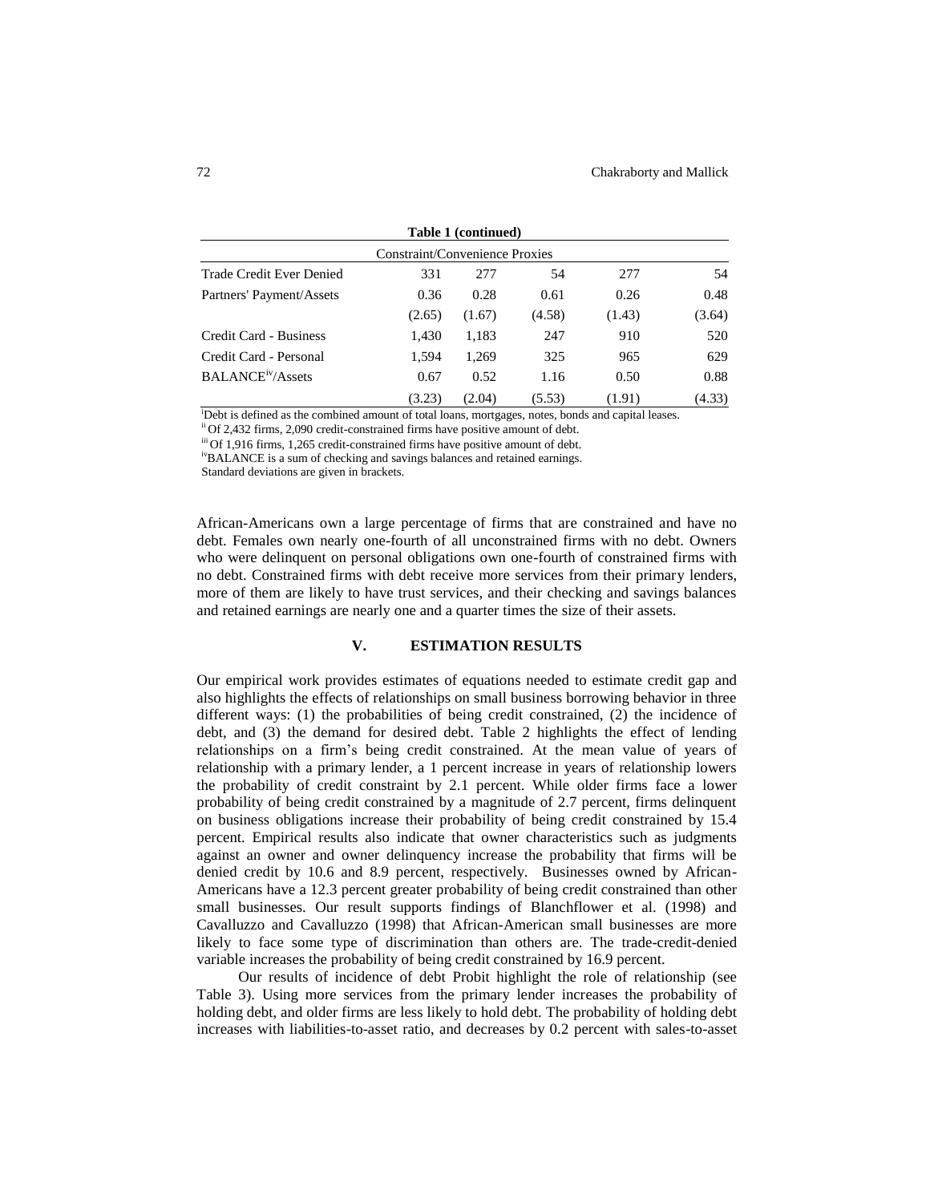**Table 1 (continued)**

| Constraint/Convenience Proxies | | | | | |
|---|---|---|---|---|---|
| Trade Credit Ever Denied | 331 | 277 | 54 | 277 | 54 |
| Partners' Payment/Assets | 0.36 | 0.28 | 0.61 | 0.26 | 0.48 |
| | (2.65) | (1.67) | (4.58) | (1.43) | (3.64) |
| Credit Card - Business | 1,430 | 1,183 | 247 | 910 | 520 |
| Credit Card - Personal | 1,594 | 1,269 | 325 | 965 | 629 |
| BALANCE[iv]/Assets | 0.67 | 0.52 | 1.16 | 0.50 | 0.88 |
| | (3.23) | (2.04) | (5.53) | (1.91) | (4.33) |

[i]Debt is defined as the combined amount of total loans, mortgages, notes, bonds and capital leases.
[ii] Of 2,432 firms, 2,090 credit-constrained firms have positive amount of debt.
[iii] Of 1,916 firms, 1,265 credit-constrained firms have positive amount of debt.
[iv]BALANCE is a sum of checking and savings balances and retained earnings.
Standard deviations are given in brackets.

African-Americans own a large percentage of firms that are constrained and have no debt. Females own nearly one-fourth of all unconstrained firms with no debt. Owners who were delinquent on personal obligations own one-fourth of constrained firms with no debt. Constrained firms with debt receive more services from their primary lenders, more of them are likely to have trust services, and their checking and savings balances and retained earnings are nearly one and a quarter times the size of their assets.

## V. ESTIMATION RESULTS

Our empirical work provides estimates of equations needed to estimate credit gap and also highlights the effects of relationships on small business borrowing behavior in three different ways: (1) the probabilities of being credit constrained, (2) the incidence of debt, and (3) the demand for desired debt. Table 2 highlights the effect of lending relationships on a firm's being credit constrained. At the mean value of years of relationship with a primary lender, a 1 percent increase in years of relationship lowers the probability of credit constraint by 2.1 percent. While older firms face a lower probability of being credit constrained by a magnitude of 2.7 percent, firms delinquent on business obligations increase their probability of being credit constrained by 15.4 percent. Empirical results also indicate that owner characteristics such as judgments against an owner and owner delinquency increase the probability that firms will be denied credit by 10.6 and 8.9 percent, respectively. Businesses owned by African-Americans have a 12.3 percent greater probability of being credit constrained than other small businesses. Our result supports findings of Blanchflower et al. (1998) and Cavalluzzo and Cavalluzzo (1998) that African-American small businesses are more likely to face some type of discrimination than others are. The trade-credit-denied variable increases the probability of being credit constrained by 16.9 percent.

Our results of incidence of debt Probit highlight the role of relationship (see Table 3). Using more services from the primary lender increases the probability of holding debt, and older firms are less likely to hold debt. The probability of holding debt increases with liabilities-to-asset ratio, and decreases by 0.2 percent with sales-to-asset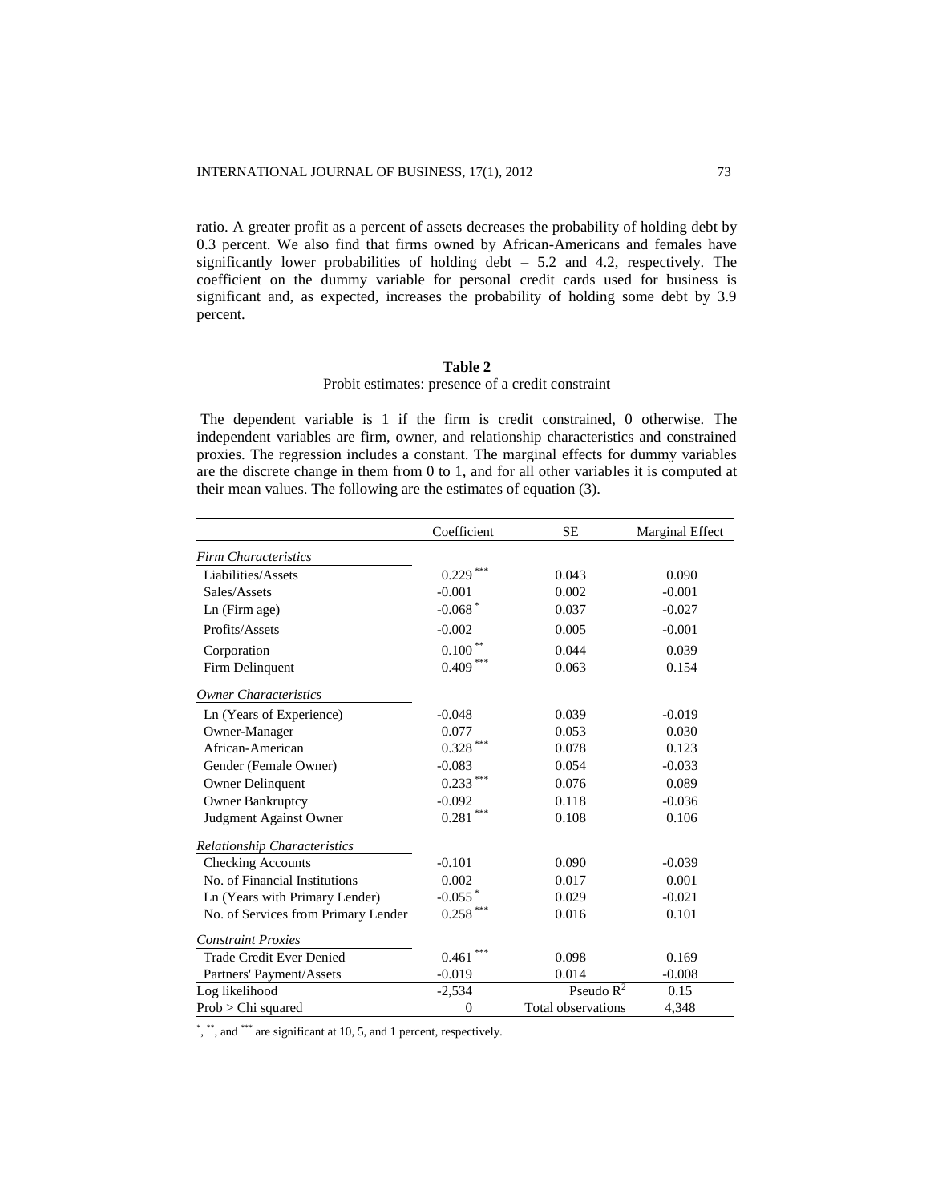ratio. A greater profit as a percent of assets decreases the probability of holding debt by 0.3 percent. We also find that firms owned by African-Americans and females have significantly lower probabilities of holding debt – 5.2 and 4.2, respectively. The coefficient on the dummy variable for personal credit cards used for business is significant and, as expected, increases the probability of holding some debt by 3.9 percent.

**Table 2**

Probit estimates: presence of a credit constraint

The dependent variable is 1 if the firm is credit constrained, 0 otherwise. The independent variables are firm, owner, and relationship characteristics and constrained proxies. The regression includes a constant. The marginal effects for dummy variables are the discrete change in them from 0 to 1, and for all other variables it is computed at their mean values. The following are the estimates of equation (3).

| | Coefficient | SE | Marginal Effect |
|---|---|---|---|
| *Firm Characteristics* | | | |
| Liabilities/Assets | 0.229*** | 0.043 | 0.090 |
| Sales/Assets | -0.001 | 0.002 | -0.001 |
| Ln (Firm age) | -0.068* | 0.037 | -0.027 |
| Profits/Assets | -0.002 | 0.005 | -0.001 |
| Corporation | 0.100** | 0.044 | 0.039 |
| Firm Delinquent | 0.409*** | 0.063 | 0.154 |
| *Owner Characteristics* | | | |
| Ln (Years of Experience) | -0.048 | 0.039 | -0.019 |
| Owner-Manager | 0.077 | 0.053 | 0.030 |
| African-American | 0.328*** | 0.078 | 0.123 |
| Gender (Female Owner) | -0.083 | 0.054 | -0.033 |
| Owner Delinquent | 0.233*** | 0.076 | 0.089 |
| Owner Bankruptcy | -0.092 | 0.118 | -0.036 |
| Judgment Against Owner | 0.281*** | 0.108 | 0.106 |
| *Relationship Characteristics* | | | |
| Checking Accounts | -0.101 | 0.090 | -0.039 |
| No. of Financial Institutions | 0.002 | 0.017 | 0.001 |
| Ln (Years with Primary Lender) | -0.055* | 0.029 | -0.021 |
| No. of Services from Primary Lender | 0.258*** | 0.016 | 0.101 |
| *Constraint Proxies* | | | |
| Trade Credit Ever Denied | 0.461*** | 0.098 | 0.169 |
| Partners' Payment/Assets | -0.019 | 0.014 | -0.008 |
| Log likelihood | -2,534 | Pseudo $R^2$ | 0.15 |
| Prob > Chi squared | 0 | Total observations | 4,348 |

*, **, and *** are significant at 10, 5, and 1 percent, respectively.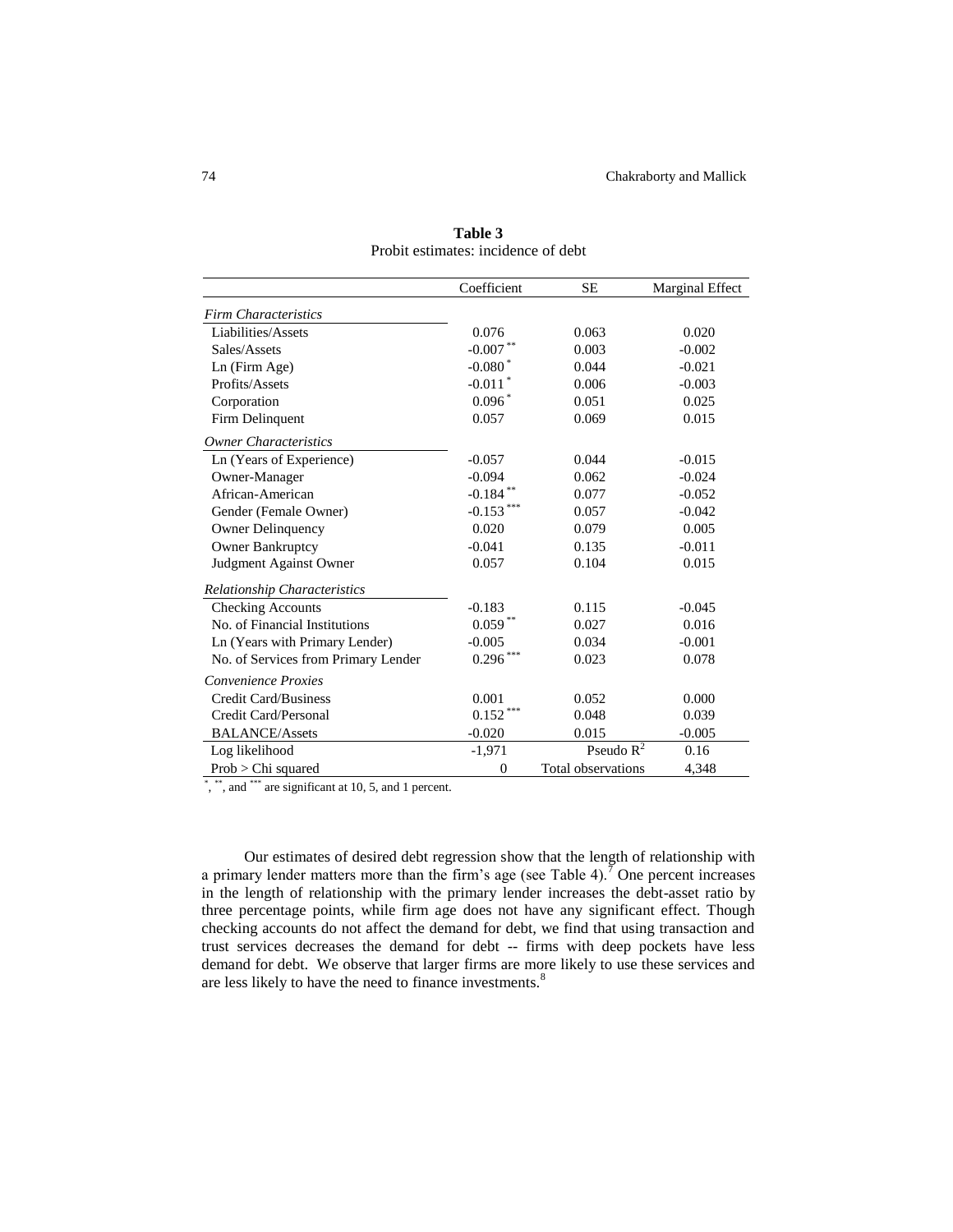**Table 3**
Probit estimates: incidence of debt

| | Coefficient | SE | Marginal Effect |
|---|---|---|---|
| *Firm Characteristics* | | | |
| Liabilities/Assets | 0.076 | 0.063 | 0.020 |
| Sales/Assets | -0.007** | 0.003 | -0.002 |
| Ln (Firm Age) | -0.080* | 0.044 | -0.021 |
| Profits/Assets | -0.011* | 0.006 | -0.003 |
| Corporation | 0.096* | 0.051 | 0.025 |
| Firm Delinquent | 0.057 | 0.069 | 0.015 |
| *Owner Characteristics* | | | |
| Ln (Years of Experience) | -0.057 | 0.044 | -0.015 |
| Owner-Manager | -0.094 | 0.062 | -0.024 |
| African-American | -0.184** | 0.077 | -0.052 |
| Gender (Female Owner) | -0.153*** | 0.057 | -0.042 |
| Owner Delinquency | 0.020 | 0.079 | 0.005 |
| Owner Bankruptcy | -0.041 | 0.135 | -0.011 |
| Judgment Against Owner | 0.057 | 0.104 | 0.015 |
| *Relationship Characteristics* | | | |
| Checking Accounts | -0.183 | 0.115 | -0.045 |
| No. of Financial Institutions | 0.059** | 0.027 | 0.016 |
| Ln (Years with Primary Lender) | -0.005 | 0.034 | -0.001 |
| No. of Services from Primary Lender | 0.296*** | 0.023 | 0.078 |
| *Convenience Proxies* | | | |
| Credit Card/Business | 0.001 | 0.052 | 0.000 |
| Credit Card/Personal | 0.152*** | 0.048 | 0.039 |
| BALANCE/Assets | -0.020 | 0.015 | -0.005 |
| Log likelihood | -1,971 | Pseudo $R^2$ | 0.16 |
| Prob > Chi squared | 0 | Total observations | 4,348 |

*, **, and *** are significant at 10, 5, and 1 percent.

Our estimates of desired debt regression show that the length of relationship with a primary lender matters more than the firm's age (see Table 4).[7] One percent increases in the length of relationship with the primary lender increases the debt-asset ratio by three percentage points, while firm age does not have any significant effect. Though checking accounts do not affect the demand for debt, we find that using transaction and trust services decreases the demand for debt -- firms with deep pockets have less demand for debt. We observe that larger firms are more likely to use these services and are less likely to have the need to finance investments.[8]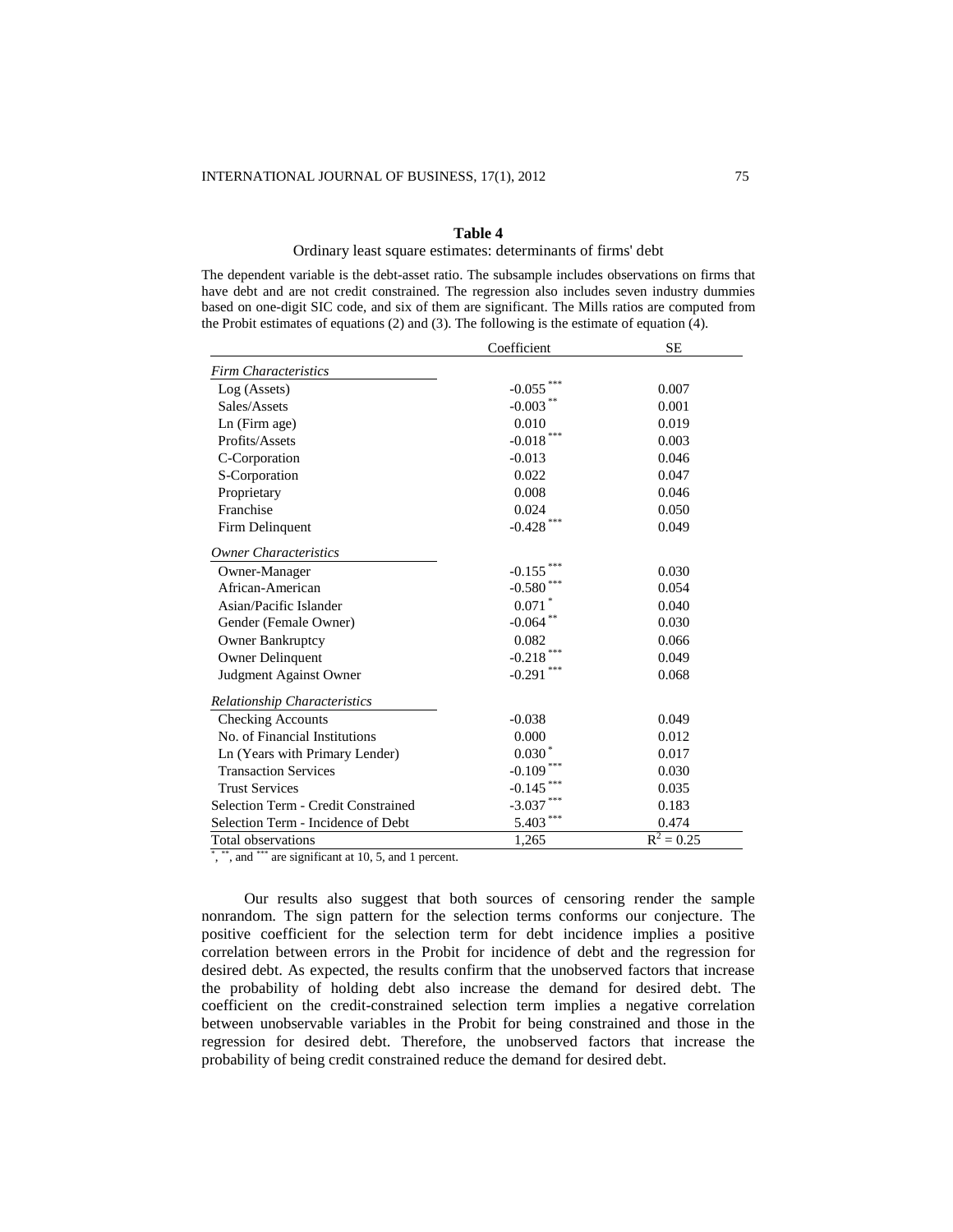**Table 4**

Ordinary least square estimates: determinants of firms' debt

The dependent variable is the debt-asset ratio. The subsample includes observations on firms that have debt and are not credit constrained. The regression also includes seven industry dummies based on one-digit SIC code, and six of them are significant. The Mills ratios are computed from the Probit estimates of equations (2) and (3). The following is the estimate of equation (4).

| | Coefficient | SE |
|---|---|---|
| *Firm Characteristics* | | |
| Log (Assets) | -0.055*** | 0.007 |
| Sales/Assets | -0.003** | 0.001 |
| Ln (Firm age) | 0.010 | 0.019 |
| Profits/Assets | -0.018*** | 0.003 |
| C-Corporation | -0.013 | 0.046 |
| S-Corporation | 0.022 | 0.047 |
| Proprietary | 0.008 | 0.046 |
| Franchise | 0.024 | 0.050 |
| Firm Delinquent | -0.428*** | 0.049 |
| *Owner Characteristics* | | |
| Owner-Manager | -0.155*** | 0.030 |
| African-American | -0.580*** | 0.054 |
| Asian/Pacific Islander | 0.071* | 0.040 |
| Gender (Female Owner) | -0.064** | 0.030 |
| Owner Bankruptcy | 0.082 | 0.066 |
| Owner Delinquent | -0.218*** | 0.049 |
| Judgment Against Owner | -0.291*** | 0.068 |
| *Relationship Characteristics* | | |
| Checking Accounts | -0.038 | 0.049 |
| No. of Financial Institutions | 0.000 | 0.012 |
| Ln (Years with Primary Lender) | 0.030* | 0.017 |
| Transaction Services | -0.109*** | 0.030 |
| Trust Services | -0.145*** | 0.035 |
| Selection Term - Credit Constrained | -3.037*** | 0.183 |
| Selection Term - Incidence of Debt | 5.403*** | 0.474 |
| Total observations | 1,265 | $R^2 = 0.25$ |

*, **, and *** are significant at 10, 5, and 1 percent.

Our results also suggest that both sources of censoring render the sample nonrandom. The sign pattern for the selection terms conforms our conjecture. The positive coefficient for the selection term for debt incidence implies a positive correlation between errors in the Probit for incidence of debt and the regression for desired debt. As expected, the results confirm that the unobserved factors that increase the probability of holding debt also increase the demand for desired debt. The coefficient on the credit-constrained selection term implies a negative correlation between unobservable variables in the Probit for being constrained and those in the regression for desired debt. Therefore, the unobserved factors that increase the probability of being credit constrained reduce the demand for desired debt.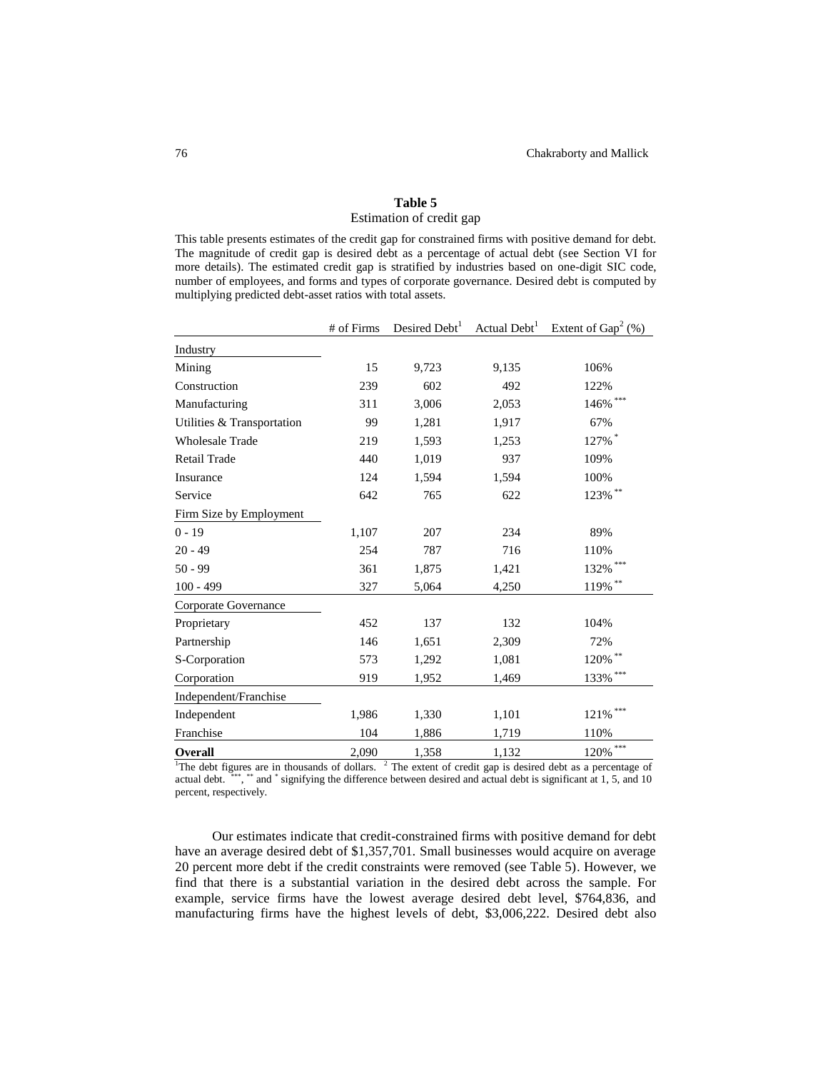**Table 5**

Estimation of credit gap

This table presents estimates of the credit gap for constrained firms with positive demand for debt. The magnitude of credit gap is desired debt as a percentage of actual debt (see Section VI for more details). The estimated credit gap is stratified by industries based on one-digit SIC code, number of employees, and forms and types of corporate governance. Desired debt is computed by multiplying predicted debt-asset ratios with total assets.

| | # of Firms | Desired Debt[1] | Actual Debt[1] | Extent of Gap[2] (%) |
|---|---|---|---|---|
| Industry | | | | |
| Mining | 15 | 9,723 | 9,135 | 106% |
| Construction | 239 | 602 | 492 | 122% |
| Manufacturing | 311 | 3,006 | 2,053 | 146% *** |
| Utilities & Transportation | 99 | 1,281 | 1,917 | 67% |
| Wholesale Trade | 219 | 1,593 | 1,253 | 127% * |
| Retail Trade | 440 | 1,019 | 937 | 109% |
| Insurance | 124 | 1,594 | 1,594 | 100% |
| Service | 642 | 765 | 622 | 123% ** |
| Firm Size by Employment | | | | |
| 0 - 19 | 1,107 | 207 | 234 | 89% |
| 20 - 49 | 254 | 787 | 716 | 110% |
| 50 - 99 | 361 | 1,875 | 1,421 | 132% *** |
| 100 - 499 | 327 | 5,064 | 4,250 | 119% ** |
| Corporate Governance | | | | |
| Proprietary | 452 | 137 | 132 | 104% |
| Partnership | 146 | 1,651 | 2,309 | 72% |
| S-Corporation | 573 | 1,292 | 1,081 | 120% ** |
| Corporation | 919 | 1,952 | 1,469 | 133% *** |
| Independent/Franchise | | | | |
| Independent | 1,986 | 1,330 | 1,101 | 121% *** |
| Franchise | 104 | 1,886 | 1,719 | 110% |
| **Overall** | 2,090 | 1,358 | 1,132 | 120% *** |

[1]The debt figures are in thousands of dollars. [2] The extent of credit gap is desired debt as a percentage of actual debt. ***, ** and * signifying the difference between desired and actual debt is significant at 1, 5, and 10 percent, respectively.

Our estimates indicate that credit-constrained firms with positive demand for debt have an average desired debt of $1,357,701. Small businesses would acquire on average 20 percent more debt if the credit constraints were removed (see Table 5). However, we find that there is a substantial variation in the desired debt across the sample. For example, service firms have the lowest average desired debt level, $764,836, and manufacturing firms have the highest levels of debt, $3,006,222. Desired debt also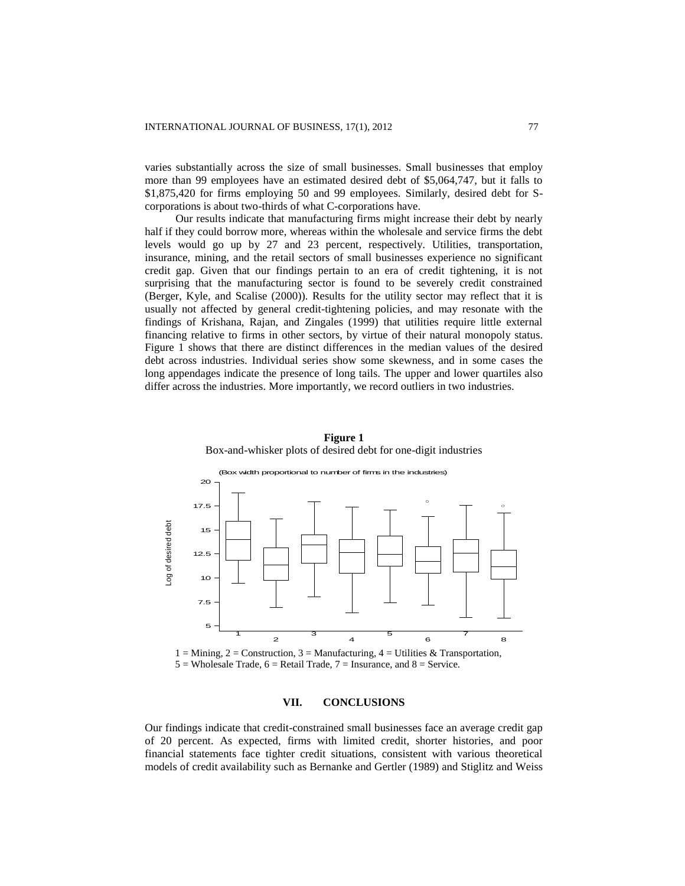varies substantially across the size of small businesses. Small businesses that employ more than 99 employees have an estimated desired debt of \$5,064,747, but it falls to \$1,875,420 for firms employing 50 and 99 employees. Similarly, desired debt for S-corporations is about two-thirds of what C-corporations have.

Our results indicate that manufacturing firms might increase their debt by nearly half if they could borrow more, whereas within the wholesale and service firms the debt levels would go up by 27 and 23 percent, respectively. Utilities, transportation, insurance, mining, and the retail sectors of small businesses experience no significant credit gap. Given that our findings pertain to an era of credit tightening, it is not surprising that the manufacturing sector is found to be severely credit constrained (Berger, Kyle, and Scalise (2000)). Results for the utility sector may reflect that it is usually not affected by general credit-tightening policies, and may resonate with the findings of Krishana, Rajan, and Zingales (1999) that utilities require little external financing relative to firms in other sectors, by virtue of their natural monopoly status. Figure 1 shows that there are distinct differences in the median values of the desired debt across industries. Individual series show some skewness, and in some cases the long appendages indicate the presence of long tails. The upper and lower quartiles also differ across the industries. More importantly, we record outliers in two industries.

**Figure 1**
Box-and-whisker plots of desired debt for one-digit industries

(Box width proportional to number of firms in the industries)

1 = Mining, 2 = Construction, 3 = Manufacturing, 4 = Utilities & Transportation, 5 = Wholesale Trade, 6 = Retail Trade, 7 = Insurance, and 8 = Service.

## VII. CONCLUSIONS

Our findings indicate that credit-constrained small businesses face an average credit gap of 20 percent. As expected, firms with limited credit, shorter histories, and poor financial statements face tighter credit situations, consistent with various theoretical models of credit availability such as Bernanke and Gertler (1989) and Stiglitz and Weiss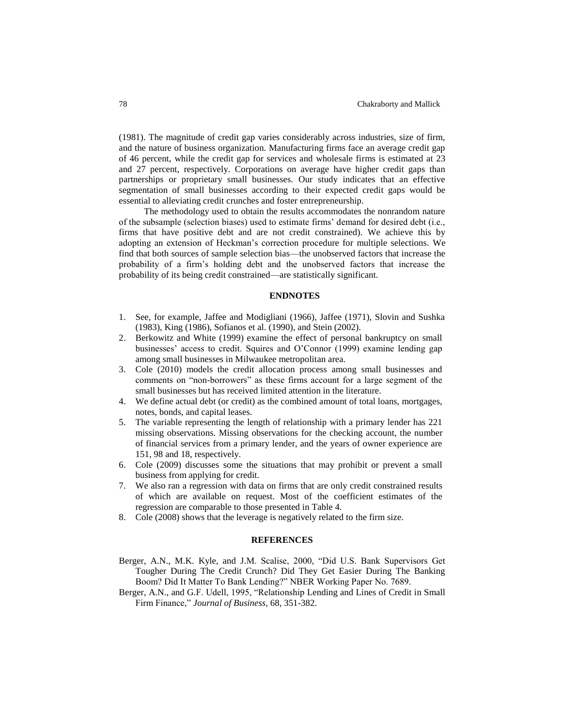(1981). The magnitude of credit gap varies considerably across industries, size of firm, and the nature of business organization. Manufacturing firms face an average credit gap of 46 percent, while the credit gap for services and wholesale firms is estimated at 23 and 27 percent, respectively. Corporations on average have higher credit gaps than partnerships or proprietary small businesses. Our study indicates that an effective segmentation of small businesses according to their expected credit gaps would be essential to alleviating credit crunches and foster entrepreneurship.

The methodology used to obtain the results accommodates the nonrandom nature of the subsample (selection biases) used to estimate firms' demand for desired debt (i.e., firms that have positive debt and are not credit constrained). We achieve this by adopting an extension of Heckman's correction procedure for multiple selections. We find that both sources of sample selection bias—the unobserved factors that increase the probability of a firm's holding debt and the unobserved factors that increase the probability of its being credit constrained—are statistically significant.

## ENDNOTES

1. See, for example, Jaffee and Modigliani (1966), Jaffee (1971), Slovin and Sushka (1983), King (1986), Sofianos et al. (1990), and Stein (2002).
2. Berkowitz and White (1999) examine the effect of personal bankruptcy on small businesses' access to credit. Squires and O'Connor (1999) examine lending gap among small businesses in Milwaukee metropolitan area.
3. Cole (2010) models the credit allocation process among small businesses and comments on "non-borrowers" as these firms account for a large segment of the small businesses but has received limited attention in the literature.
4. We define actual debt (or credit) as the combined amount of total loans, mortgages, notes, bonds, and capital leases.
5. The variable representing the length of relationship with a primary lender has 221 missing observations. Missing observations for the checking account, the number of financial services from a primary lender, and the years of owner experience are 151, 98 and 18, respectively.
6. Cole (2009) discusses some the situations that may prohibit or prevent a small business from applying for credit.
7. We also ran a regression with data on firms that are only credit constrained results of which are available on request. Most of the coefficient estimates of the regression are comparable to those presented in Table 4.
8. Cole (2008) shows that the leverage is negatively related to the firm size.

## REFERENCES

Berger, A.N., M.K. Kyle, and J.M. Scalise, 2000, "Did U.S. Bank Supervisors Get Tougher During The Credit Crunch? Did They Get Easier During The Banking Boom? Did It Matter To Bank Lending?" NBER Working Paper No. 7689.

Berger, A.N., and G.F. Udell, 1995, "Relationship Lending and Lines of Credit in Small Firm Finance," *Journal of Business*, 68, 351-382.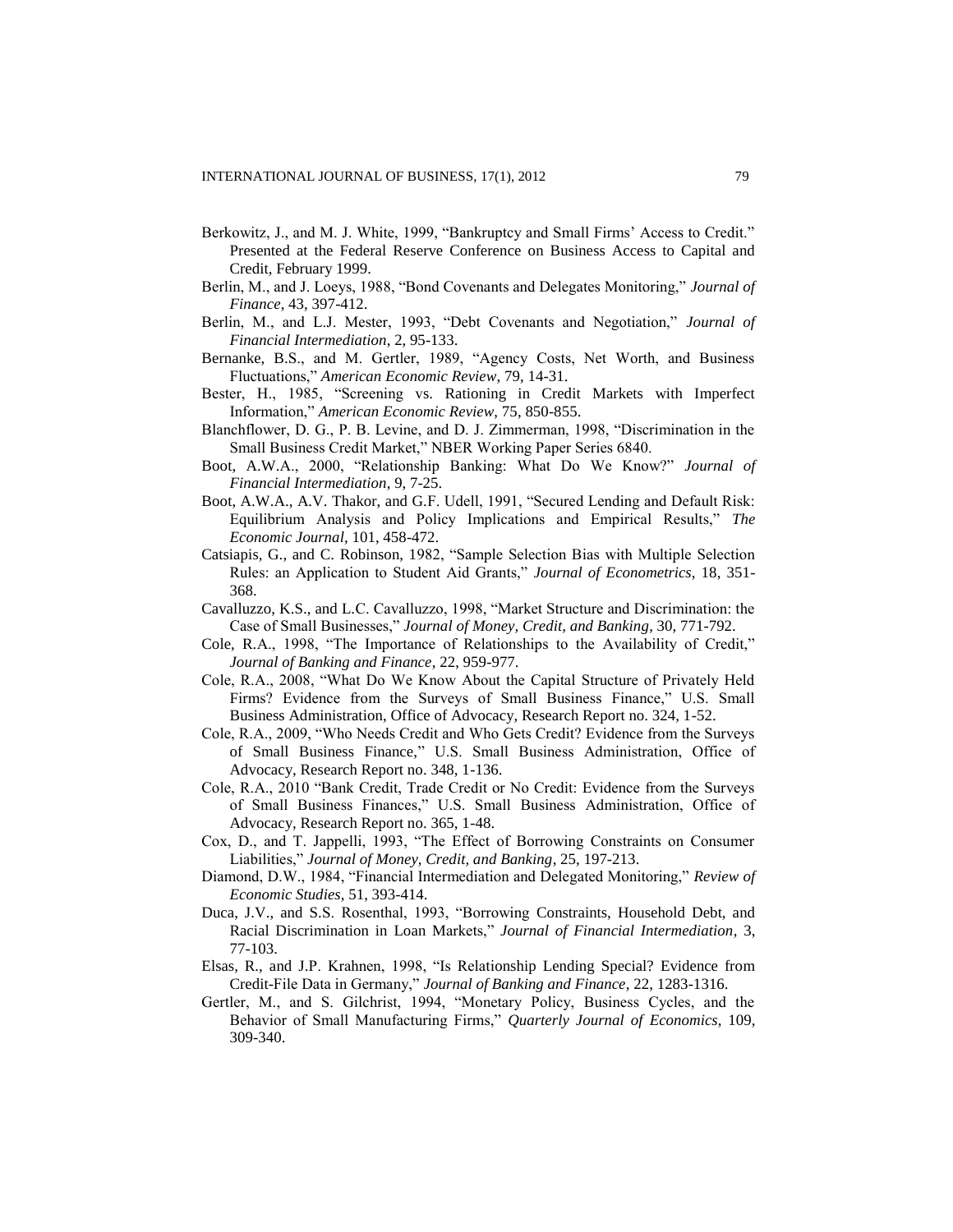Berkowitz, J., and M. J. White, 1999, "Bankruptcy and Small Firms' Access to Credit." Presented at the Federal Reserve Conference on Business Access to Capital and Credit, February 1999.

Berlin, M., and J. Loeys, 1988, "Bond Covenants and Delegates Monitoring," *Journal of Finance*, 43, 397-412.

Berlin, M., and L.J. Mester, 1993, "Debt Covenants and Negotiation," *Journal of Financial Intermediation*, 2, 95-133.

Bernanke, B.S., and M. Gertler, 1989, "Agency Costs, Net Worth, and Business Fluctuations," *American Economic Review*, 79, 14-31.

Bester, H., 1985, "Screening vs. Rationing in Credit Markets with Imperfect Information," *American Economic Review*, 75, 850-855.

Blanchflower, D. G., P. B. Levine, and D. J. Zimmerman, 1998, "Discrimination in the Small Business Credit Market," NBER Working Paper Series 6840.

Boot, A.W.A., 2000, "Relationship Banking: What Do We Know?" *Journal of Financial Intermediation*, 9, 7-25.

Boot, A.W.A., A.V. Thakor, and G.F. Udell, 1991, "Secured Lending and Default Risk: Equilibrium Analysis and Policy Implications and Empirical Results," *The Economic Journal*, 101, 458-472.

Catsiapis, G., and C. Robinson, 1982, "Sample Selection Bias with Multiple Selection Rules: an Application to Student Aid Grants," *Journal of Econometrics*, 18, 351-368.

Cavalluzzo, K.S., and L.C. Cavalluzzo, 1998, "Market Structure and Discrimination: the Case of Small Businesses," *Journal of Money, Credit, and Banking*, 30, 771-792.

Cole, R.A., 1998, "The Importance of Relationships to the Availability of Credit," *Journal of Banking and Finance*, 22, 959-977.

Cole, R.A., 2008, "What Do We Know About the Capital Structure of Privately Held Firms? Evidence from the Surveys of Small Business Finance," U.S. Small Business Administration, Office of Advocacy, Research Report no. 324, 1-52.

Cole, R.A., 2009, "Who Needs Credit and Who Gets Credit? Evidence from the Surveys of Small Business Finance," U.S. Small Business Administration, Office of Advocacy, Research Report no. 348, 1-136.

Cole, R.A., 2010 "Bank Credit, Trade Credit or No Credit: Evidence from the Surveys of Small Business Finances," U.S. Small Business Administration, Office of Advocacy, Research Report no. 365, 1-48.

Cox, D., and T. Jappelli, 1993, "The Effect of Borrowing Constraints on Consumer Liabilities," *Journal of Money, Credit, and Banking*, 25, 197-213.

Diamond, D.W., 1984, "Financial Intermediation and Delegated Monitoring," *Review of Economic Studies*, 51, 393-414.

Duca, J.V., and S.S. Rosenthal, 1993, "Borrowing Constraints, Household Debt, and Racial Discrimination in Loan Markets," *Journal of Financial Intermediation*, 3, 77-103.

Elsas, R., and J.P. Krahnen, 1998, "Is Relationship Lending Special? Evidence from Credit-File Data in Germany," *Journal of Banking and Finance*, 22, 1283-1316.

Gertler, M., and S. Gilchrist, 1994, "Monetary Policy, Business Cycles, and the Behavior of Small Manufacturing Firms," *Quarterly Journal of Economics*, 109, 309-340.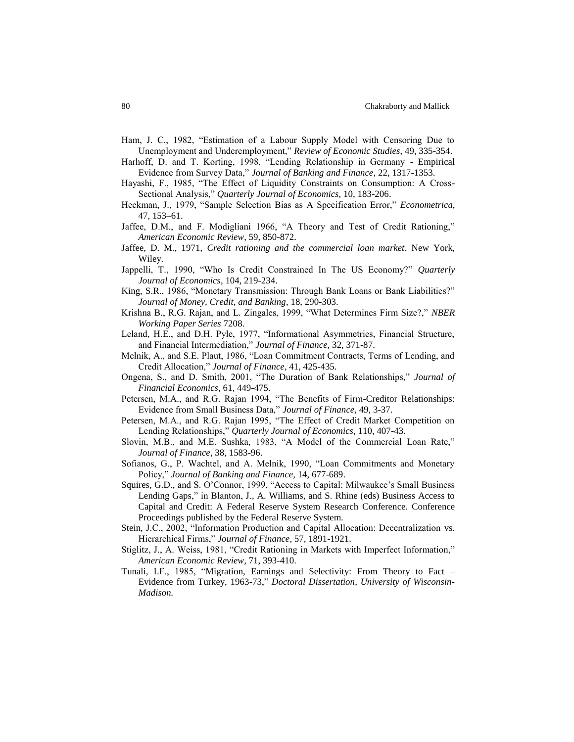Ham, J. C., 1982, "Estimation of a Labour Supply Model with Censoring Due to Unemployment and Underemployment," *Review of Economic Studies*, 49, 335-354.

Harhoff, D. and T. Korting, 1998, "Lending Relationship in Germany - Empirical Evidence from Survey Data," *Journal of Banking and Finance*, 22, 1317-1353.

Hayashi, F., 1985, "The Effect of Liquidity Constraints on Consumption: A Cross-Sectional Analysis," *Quarterly Journal of Economics*, 10, 183-206.

Heckman, J., 1979, "Sample Selection Bias as A Specification Error," *Econometrica*, 47, 153–61.

Jaffee, D.M., and F. Modigliani 1966, "A Theory and Test of Credit Rationing," *American Economic Review*, 59, 850-872.

Jaffee, D. M., 1971, *Credit rationing and the commercial loan market*. New York, Wiley.

Jappelli, T., 1990, "Who Is Credit Constrained In The US Economy?" *Quarterly Journal of Economics*, 104, 219-234.

King, S.R., 1986, "Monetary Transmission: Through Bank Loans or Bank Liabilities?" *Journal of Money, Credit, and Banking*, 18, 290-303.

Krishna B., R.G. Rajan, and L. Zingales, 1999, "What Determines Firm Size?," *NBER Working Paper Series* 7208.

Leland, H.E., and D.H. Pyle, 1977, "Informational Asymmetries, Financial Structure, and Financial Intermediation," *Journal of Finance*, 32, 371-87.

Melnik, A., and S.E. Plaut, 1986, "Loan Commitment Contracts, Terms of Lending, and Credit Allocation," *Journal of Finance*, 41, 425-435.

Ongena, S., and D. Smith, 2001, "The Duration of Bank Relationships," *Journal of Financial Economics*, 61, 449-475.

Petersen, M.A., and R.G. Rajan 1994, "The Benefits of Firm-Creditor Relationships: Evidence from Small Business Data," *Journal of Finance*, 49, 3-37.

Petersen, M.A., and R.G. Rajan 1995, "The Effect of Credit Market Competition on Lending Relationships," *Quarterly Journal of Economics*, 110, 407-43.

Slovin, M.B., and M.E. Sushka, 1983, "A Model of the Commercial Loan Rate," *Journal of Finance*, 38, 1583-96.

Sofianos, G., P. Wachtel, and A. Melnik, 1990, "Loan Commitments and Monetary Policy," *Journal of Banking and Finance*, 14, 677-689.

Squires, G.D., and S. O'Connor, 1999, "Access to Capital: Milwaukee's Small Business Lending Gaps," in Blanton, J., A. Williams, and S. Rhine (eds) Business Access to Capital and Credit: A Federal Reserve System Research Conference. Conference Proceedings published by the Federal Reserve System.

Stein, J.C., 2002, "Information Production and Capital Allocation: Decentralization vs. Hierarchical Firms," *Journal of Finance*, 57, 1891-1921.

Stiglitz, J., A. Weiss, 1981, "Credit Rationing in Markets with Imperfect Information," *American Economic Review*, 71, 393-410.

Tunali, I.F., 1985, "Migration, Earnings and Selectivity: From Theory to Fact – Evidence from Turkey, 1963-73," *Doctoral Dissertation, University of Wisconsin-Madison.*